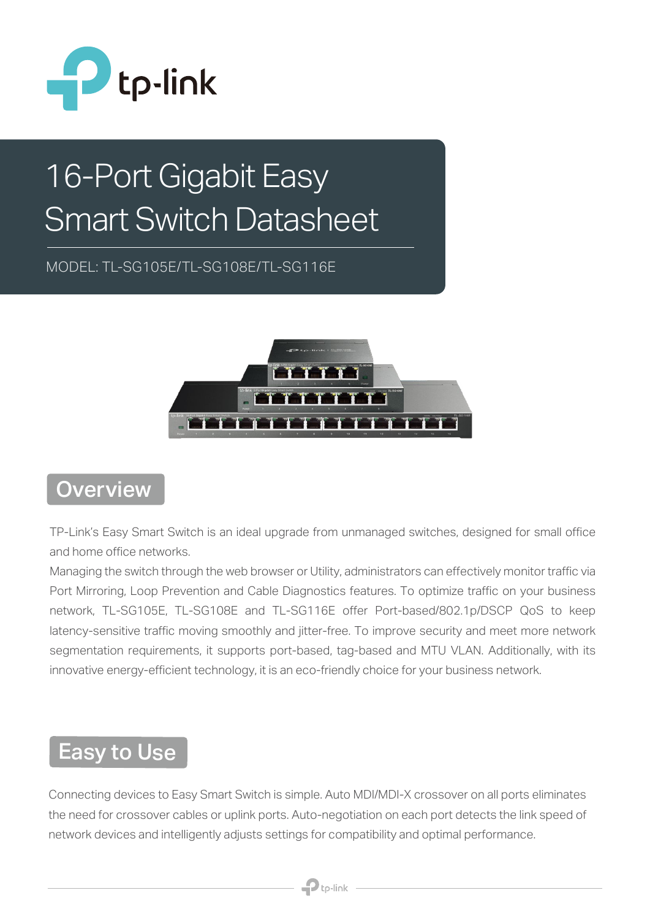# 16-Port Gigabit Easy Smart Switch Datasheet

MODEL: TL-SG105E/TL-SG108E/TL-SG116E

## Overview

TP-Link's Easy Smart Switch is an ideal upgrade from unmanaged switches, designed for small office and home office networks.

Managing the switch through the web browser or Utility, administrators can effectively monitor traffic via Port Mirroring, Loop Prevention and Cable Diagnostics features. To optimize traffic on your business network, TL-SG105E, TL-SG108E and TL-SG116E offer Port-based/802.1p/DSCP QoS to keep latency-sensitive traffic moving smoothly and jitter-free. To improve security and meet more network segmentation requirements, it supports port-based, tag-based and MTU VLAN. Additionally, with its innovative energy-efficient technology, it is an eco-friendly choice for your business network.

## Easy to Use

Connecting devices to Easy Smart Switch is simple. Auto MDI/MDI-X crossover on all ports eliminates the need for crossover cables or uplink ports. Auto-negotiation on each port detects the link speed of network devices and intelligently adjusts settings for compatibility and optimal performance.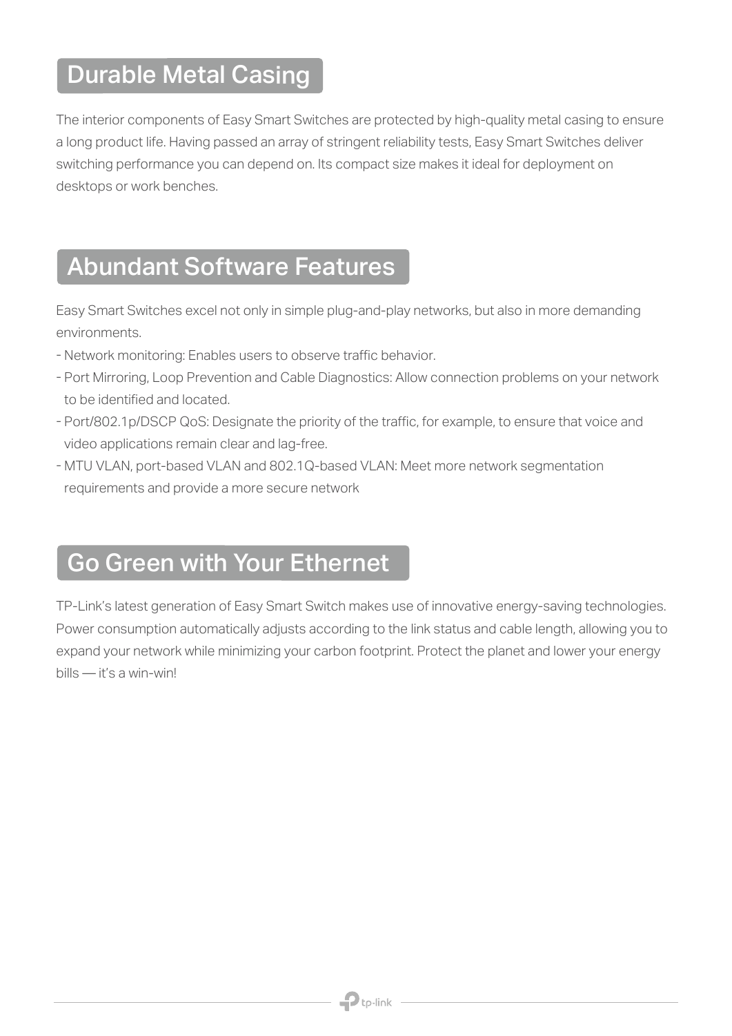## Durable Metal Casing

The interior components of Easy Smart Switches are protected by high-quality metal casing to ensure a long product life. Having passed an array of stringent reliability tests, Easy Smart Switches deliver switching performance you can depend on. Its compact size makes it ideal for deployment on desktops or work benches.

## Abundant Software Features

Easy Smart Switches excel not only in simple plug-and-play networks, but also in more demanding environments.

- Network monitoring: Enables users to observe traffic behavior.
- Port Mirroring, Loop Prevention and Cable Diagnostics: Allow connection problems on your network to be identified and located.
- Port/802.1p/DSCP QoS: Designate the priority of the traffic, for example, to ensure that voice and video applications remain clear and lag-free.
- MTU VLAN, port-based VLAN and 802.1Q-based VLAN: Meet more network segmentation requirements and provide a more secure network

## Go Green with Your Ethernet

TP-Link's latest generation of Easy Smart Switch makes use of innovative energy-saving technologies. Power consumption automatically adjusts according to the link status and cable length, allowing you to expand your network while minimizing your carbon footprint. Protect the planet and lower your energy bills — it's a win-win!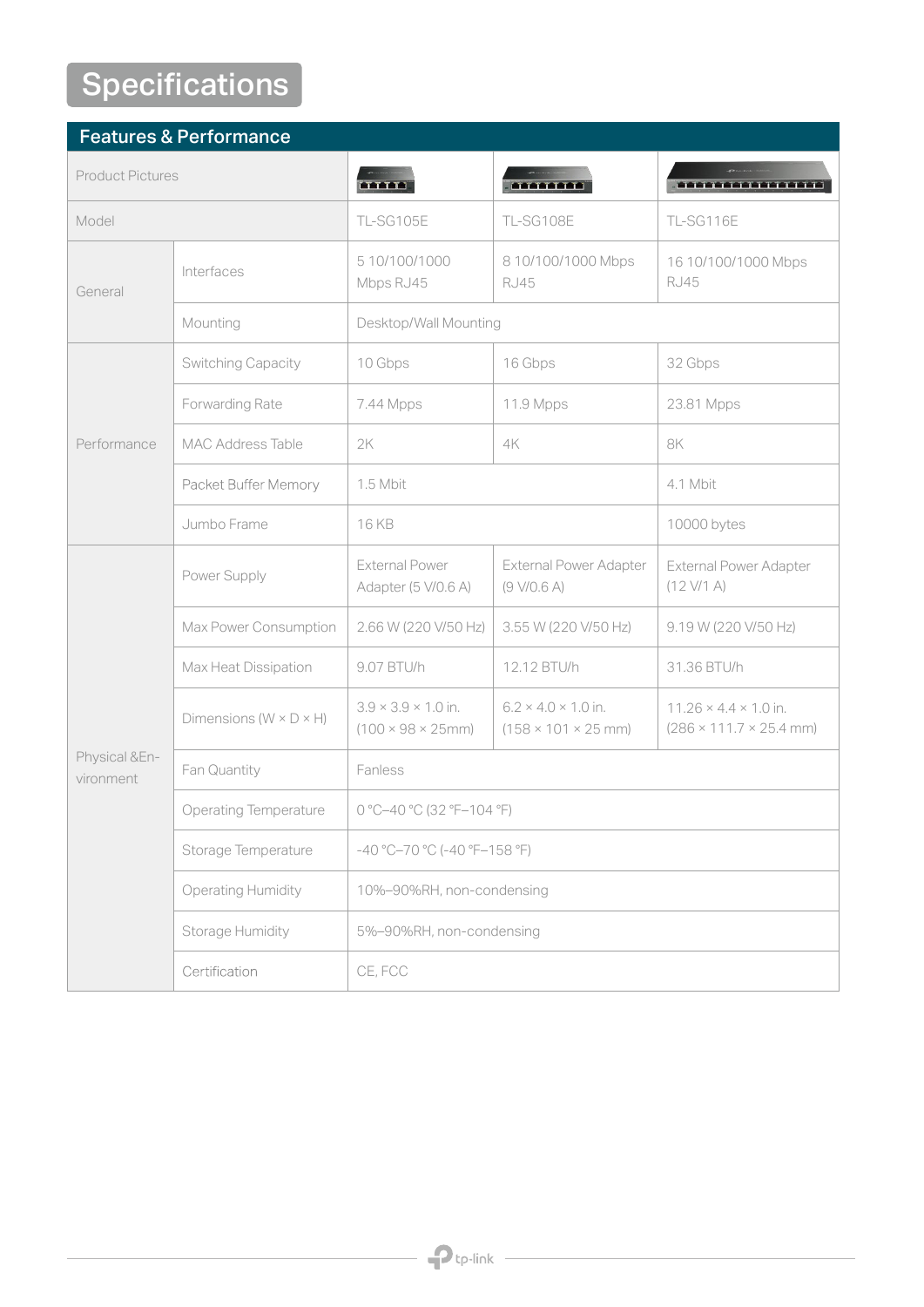# Specifications

## Features & Performance

| | | | | |
|---|---|---|---|---|
| Product Pictures | | | | |
| Model | | TL-SG105E | TL-SG108E | TL-SG116E |
| General | Interfaces | 5 10/100/1000 Mbps RJ45 | 8 10/100/1000 Mbps RJ45 | 16 10/100/1000 Mbps RJ45 |
| | Mounting | Desktop/Wall Mounting | | |
| Performance | Switching Capacity | 10 Gbps | 16 Gbps | 32 Gbps |
| | Forwarding Rate | 7.44 Mpps | 11.9 Mpps | 23.81 Mpps |
| | MAC Address Table | 2K | 4K | 8K |
| | Packet Buffer Memory | 1.5 Mbit | | 4.1 Mbit |
| | Jumbo Frame | 16 KB | | 10000 bytes |
| Physical &Environment | Power Supply | External Power Adapter (5 V/0.6 A) | External Power Adapter (9 V/0.6 A) | External Power Adapter (12 V/1 A) |
| | Max Power Consumption | 2.66 W (220 V/50 Hz) | 3.55 W (220 V/50 Hz) | 9.19 W (220 V/50 Hz) |
| | Max Heat Dissipation | 9.07 BTU/h | 12.12 BTU/h | 31.36 BTU/h |
| | Dimensions (W × D × H) | 3.9 × 3.9 × 1.0 in. (100 × 98 × 25mm) | 6.2 × 4.0 × 1.0 in. (158 × 101 × 25 mm) | 11.26 × 4.4 × 1.0 in. (286 × 111.7 × 25.4 mm) |
| | Fan Quantity | Fanless | | |
| | Operating Temperature | 0 °C–40 °C (32 °F–104 °F) | | |
| | Storage Temperature | -40 °C–70 °C (-40 °F–158 °F) | | |
| | Operating Humidity | 10%–90%RH, non-condensing | | |
| | Storage Humidity | 5%–90%RH, non-condensing | | |
| | Certification | CE, FCC | | |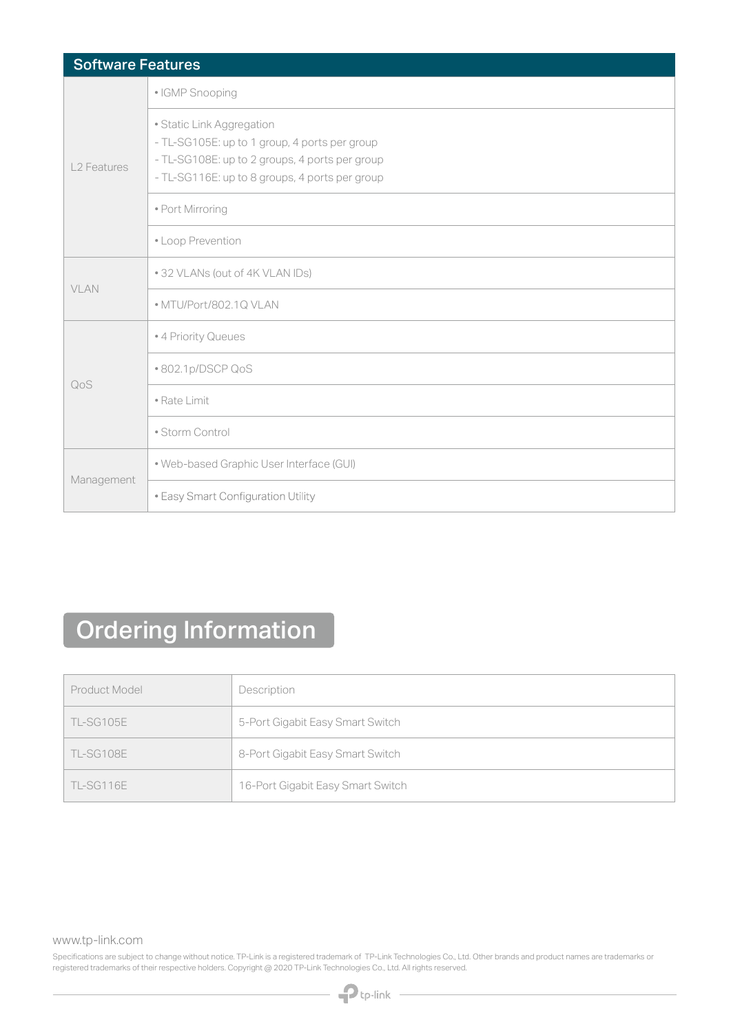## Software Features

| | |
|---|---|
| L2 Features | • IGMP Snooping |
| | • Static Link Aggregation<br>- TL-SG105E: up to 1 group, 4 ports per group<br>- TL-SG108E: up to 2 groups, 4 ports per group<br>- TL-SG116E: up to 8 groups, 4 ports per group |
| | • Port Mirroring |
| | • Loop Prevention |
| VLAN | • 32 VLANs (out of 4K VLAN IDs) |
| | • MTU/Port/802.1Q VLAN |
| QoS | • 4 Priority Queues |
| | • 802.1p/DSCP QoS |
| | • Rate Limit |
| | • Storm Control |
| Management | • Web-based Graphic User Interface (GUI) |
| | • Easy Smart Configuration Utility |

# Ordering Information

| Product Model | Description |
|---|---|
| TL-SG105E | 5-Port Gigabit Easy Smart Switch |
| TL-SG108E | 8-Port Gigabit Easy Smart Switch |
| TL-SG116E | 16-Port Gigabit Easy Smart Switch |

www.tp-link.com

Specifications are subject to change without notice. TP-Link is a registered trademark of TP-Link Technologies Co., Ltd. Other brands and product names are trademarks or registered trademarks of their respective holders. Copyright @ 2020 TP-Link Technologies Co., Ltd. All rights reserved.

tp-link